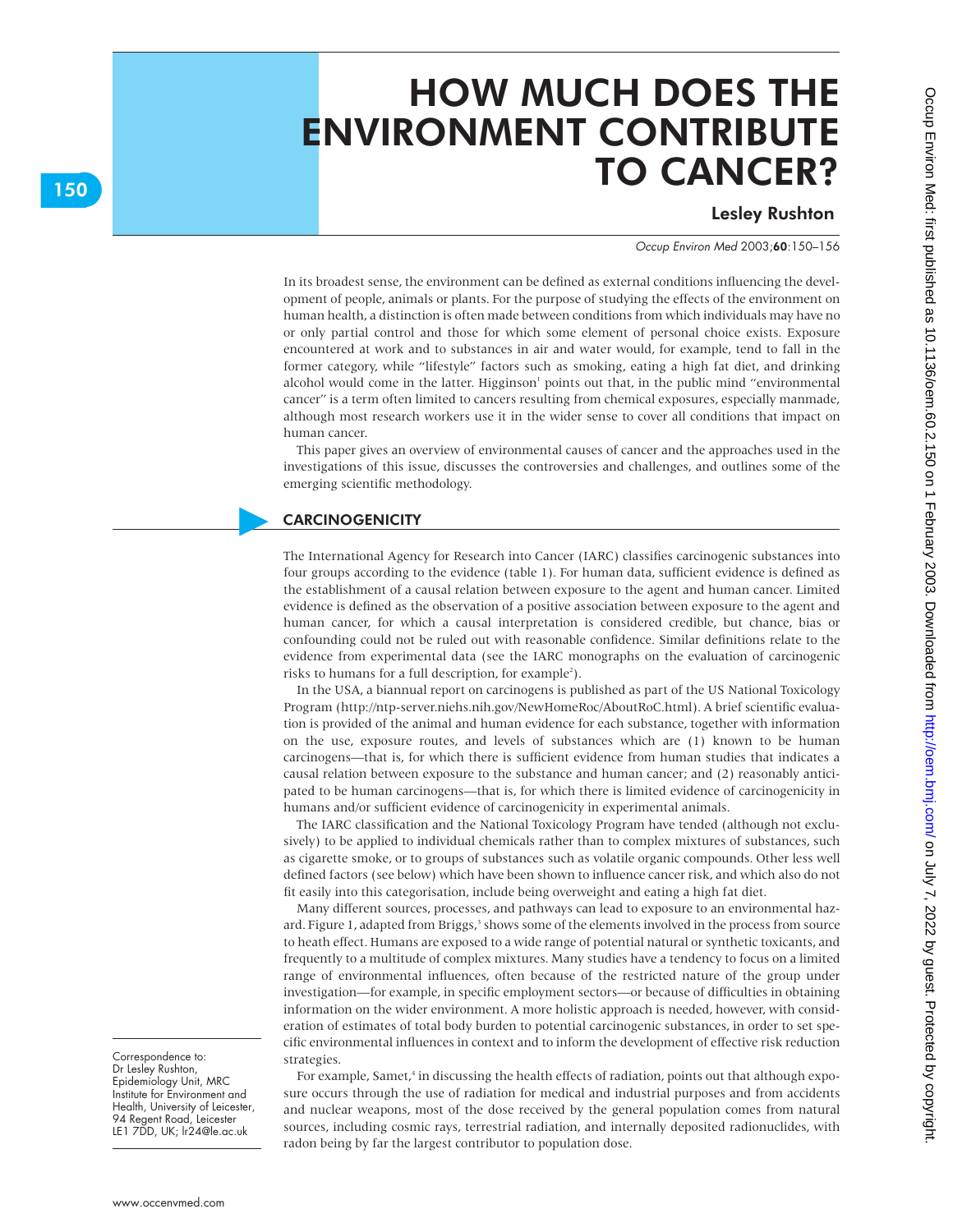# HOW MUCH DOES THE ENVIRONMENT CONTRIBUTE TO CANCER?

**Lesley Rushton**

In its broadest sense, the environment can be defined as external conditions influencing the development of people, animals or plants. For the purpose of studying the effects of the environment on human health, a distinction is often made between conditions from which individuals may have no or only partial control and those for which some element of personal choice exists. Exposure encountered at work and to substances in air and water would, for example, tend to fall in the former category, while "lifestyle" factors such as smoking, eating a high fat diet, and drinking alcohol would come in the latter. Higginson[1] points out that, in the public mind "environmental cancer" is a term often limited to cancers resulting from chemical exposures, especially manmade, although most research workers use it in the wider sense to cover all conditions that impact on human cancer.

This paper gives an overview of environmental causes of cancer and the approaches used in the investigations of this issue, discusses the controversies and challenges, and outlines some of the emerging scientific methodology.

## CARCINOGENICITY

The International Agency for Research into Cancer (IARC) classifies carcinogenic substances into four groups according to the evidence (table 1). For human data, sufficient evidence is defined as the establishment of a causal relation between exposure to the agent and human cancer. Limited evidence is defined as the observation of a positive association between exposure to the agent and human cancer, for which a causal interpretation is considered credible, but chance, bias or confounding could not be ruled out with reasonable confidence. Similar definitions relate to the evidence from experimental data (see the IARC monographs on the evaluation of carcinogenic risks to humans for a full description, for example[2]).

In the USA, a biannual report on carcinogens is published as part of the US National Toxicology Program (http://ntp-server.niehs.nih.gov/NewHomeRoc/AboutRoC.html). A brief scientific evaluation is provided of the animal and human evidence for each substance, together with information on the use, exposure routes, and levels of substances which are (1) known to be human carcinogens—that is, for which there is sufficient evidence from human studies that indicates a causal relation between exposure to the substance and human cancer; and (2) reasonably anticipated to be human carcinogens—that is, for which there is limited evidence of carcinogenicity in humans and/or sufficient evidence of carcinogenicity in experimental animals.

The IARC classification and the National Toxicology Program have tended (although not exclusively) to be applied to individual chemicals rather than to complex mixtures of substances, such as cigarette smoke, or to groups of substances such as volatile organic compounds. Other less well defined factors (see below) which have been shown to influence cancer risk, and which also do not fit easily into this categorisation, include being overweight and eating a high fat diet.

Many different sources, processes, and pathways can lead to exposure to an environmental hazard. Figure 1, adapted from Briggs,[3] shows some of the elements involved in the process from source to heath effect. Humans are exposed to a wide range of potential natural or synthetic toxicants, and frequently to a multitude of complex mixtures. Many studies have a tendency to focus on a limited range of environmental influences, often because of the restricted nature of the group under investigation—for example, in specific employment sectors—or because of difficulties in obtaining information on the wider environment. A more holistic approach is needed, however, with consideration of estimates of total body burden to potential carcinogenic substances, in order to set specific environmental influences in context and to inform the development of effective risk reduction strategies.

For example, Samet,[4] in discussing the health effects of radiation, points out that although exposure occurs through the use of radiation for medical and industrial purposes and from accidents and nuclear weapons, most of the dose received by the general population comes from natural sources, including cosmic rays, terrestrial radiation, and internally deposited radionuclides, with radon being by far the largest contributor to population dose.

Correspondence to: Dr Lesley Rushton, Epidemiology Unit, MRC Institute for Environment and Health, University of Leicester, 94 Regent Road, Leicester LE1 7DD, UK; lr24@le.ac.uk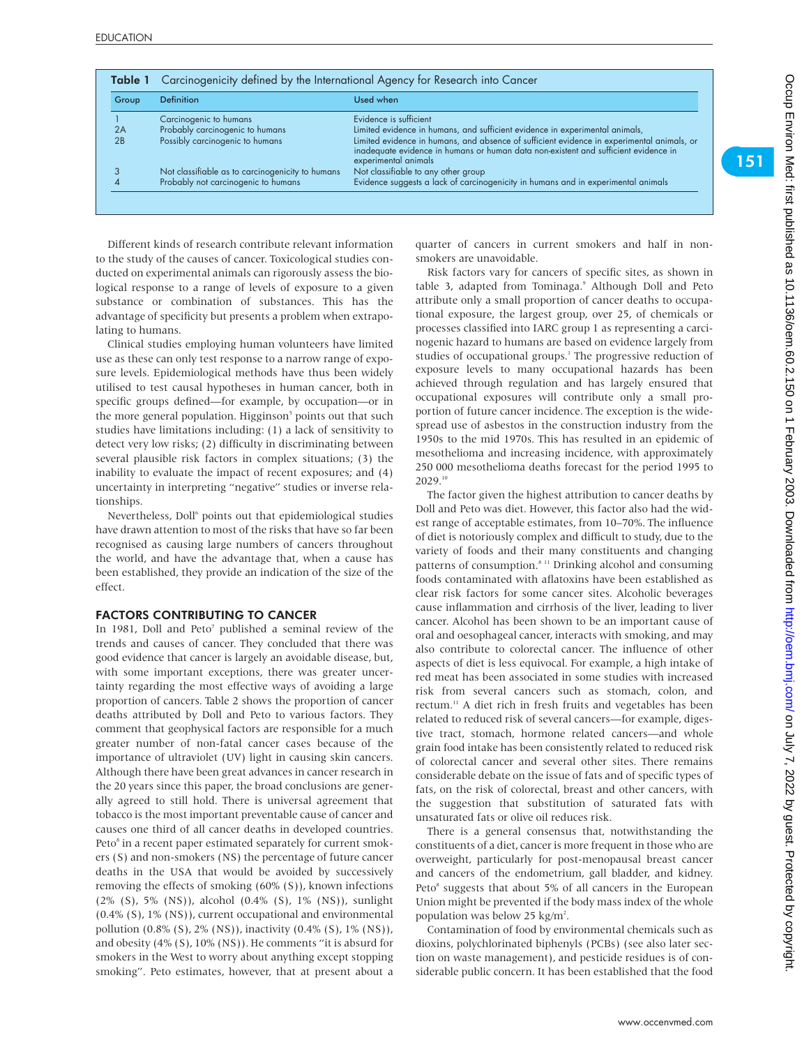**Table 1** Carcinogenicity defined by the International Agency for Research into Cancer

| Group | Definition | Used when |
|---|---|---|
| 1 | Carcinogenic to humans | Evidence is sufficient |
| 2A | Probably carcinogenic to humans | Limited evidence in humans, and sufficient evidence in experimental animals, |
| 2B | Possibly carcinogenic to humans | Limited evidence in humans, and absence of sufficient evidence in experimental animals, or inadequate evidence in humans or human data non-existent and sufficient evidence in experimental animals |
| 3 | Not classifiable as to carcinogenicity to humans | Not classifiable to any other group |
| 4 | Probably not carcinogenic to humans | Evidence suggests a lack of carcinogenicity in humans and in experimental animals |

Different kinds of research contribute relevant information to the study of the causes of cancer. Toxicological studies conducted on experimental animals can rigorously assess the biological response to a range of levels of exposure to a given substance or combination of substances. This has the advantage of specificity but presents a problem when extrapolating to humans.

Clinical studies employing human volunteers have limited use as these can only test response to a narrow range of exposure levels. Epidemiological methods have thus been widely utilised to test causal hypotheses in human cancer, both in specific groups defined—for example, by occupation—or in the more general population. Higginson[5] points out that such studies have limitations including: (1) a lack of sensitivity to detect very low risks; (2) difficulty in discriminating between several plausible risk factors in complex situations; (3) the inability to evaluate the impact of recent exposures; and (4) uncertainty in interpreting "negative" studies or inverse relationships.

Nevertheless, Doll[6] points out that epidemiological studies have drawn attention to most of the risks that have so far been recognised as causing large numbers of cancers throughout the world, and have the advantage that, when a cause has been established, they provide an indication of the size of the effect.

## FACTORS CONTRIBUTING TO CANCER

In 1981, Doll and Peto[7] published a seminal review of the trends and causes of cancer. They concluded that there was good evidence that cancer is largely an avoidable disease, but, with some important exceptions, there was greater uncertainty regarding the most effective ways of avoiding a large proportion of cancers. Table 2 shows the proportion of cancer deaths attributed by Doll and Peto to various factors. They comment that geophysical factors are responsible for a much greater number of non-fatal cancer cases because of the importance of ultraviolet (UV) light in causing skin cancers. Although there have been great advances in cancer research in the 20 years since this paper, the broad conclusions are generally agreed to still hold. There is universal agreement that tobacco is the most important preventable cause of cancer and causes one third of all cancer deaths in developed countries. Peto[8] in a recent paper estimated separately for current smokers (S) and non-smokers (NS) the percentage of future cancer deaths in the USA that would be avoided by successively removing the effects of smoking (60% (S)), known infections (2% (S), 5% (NS)), alcohol (0.4% (S), 1% (NS)), sunlight (0.4% (S), 1% (NS)), current occupational and environmental pollution (0.8% (S), 2% (NS)), inactivity (0.4% (S), 1% (NS)), and obesity (4% (S), 10% (NS)). He comments "it is absurd for smokers in the West to worry about anything except stopping smoking". Peto estimates, however, that at present about a quarter of cancers in current smokers and half in non-smokers are unavoidable.

Risk factors vary for cancers of specific sites, as shown in table 3, adapted from Tominaga.[9] Although Doll and Peto attribute only a small proportion of cancer deaths to occupational exposure, the largest group, over 25, of chemicals or processes classified into IARC group 1 as representing a carcinogenic hazard to humans are based on evidence largely from studies of occupational groups.[1] The progressive reduction of exposure levels to many occupational hazards has been achieved through regulation and has largely ensured that occupational exposures will contribute only a small proportion of future cancer incidence. The exception is the widespread use of asbestos in the construction industry from the 1950s to the mid 1970s. This has resulted in an epidemic of mesothelioma and increasing incidence, with approximately 250 000 mesothelioma deaths forecast for the period 1995 to 2029.[10]

The factor given the highest attribution to cancer deaths by Doll and Peto was diet. However, this factor also had the widest range of acceptable estimates, from 10–70%. The influence of diet is notoriously complex and difficult to study, due to the variety of foods and their many constituents and changing patterns of consumption.[8,11] Drinking alcohol and consuming foods contaminated with aflatoxins have been established as clear risk factors for some cancer sites. Alcoholic beverages cause inflammation and cirrhosis of the liver, leading to liver cancer. Alcohol has been shown to be an important cause of oral and oesophageal cancer, interacts with smoking, and may also contribute to colorectal cancer. The influence of other aspects of diet is less equivocal. For example, a high intake of red meat has been associated in some studies with increased risk from several cancers such as stomach, colon, and rectum.[11] A diet rich in fresh fruits and vegetables has been related to reduced risk of several cancers—for example, digestive tract, stomach, hormone related cancers—and whole grain food intake has been consistently related to reduced risk of colorectal cancer and several other sites. There remains considerable debate on the issue of fats and of specific types of fats, on the risk of colorectal, breast and other cancers, with the suggestion that substitution of saturated fats with unsaturated fats or olive oil reduces risk.

There is a general consensus that, notwithstanding the constituents of a diet, cancer is more frequent in those who are overweight, particularly for post-menopausal breast cancer and cancers of the endometrium, gall bladder, and kidney. Peto[8] suggests that about 5% of all cancers in the European Union might be prevented if the body mass index of the whole population was below 25 kg/m$^2$.

Contamination of food by environmental chemicals such as dioxins, polychlorinated biphenyls (PCBs) (see also later section on waste management), and pesticide residues is of considerable public concern. It has been established that the food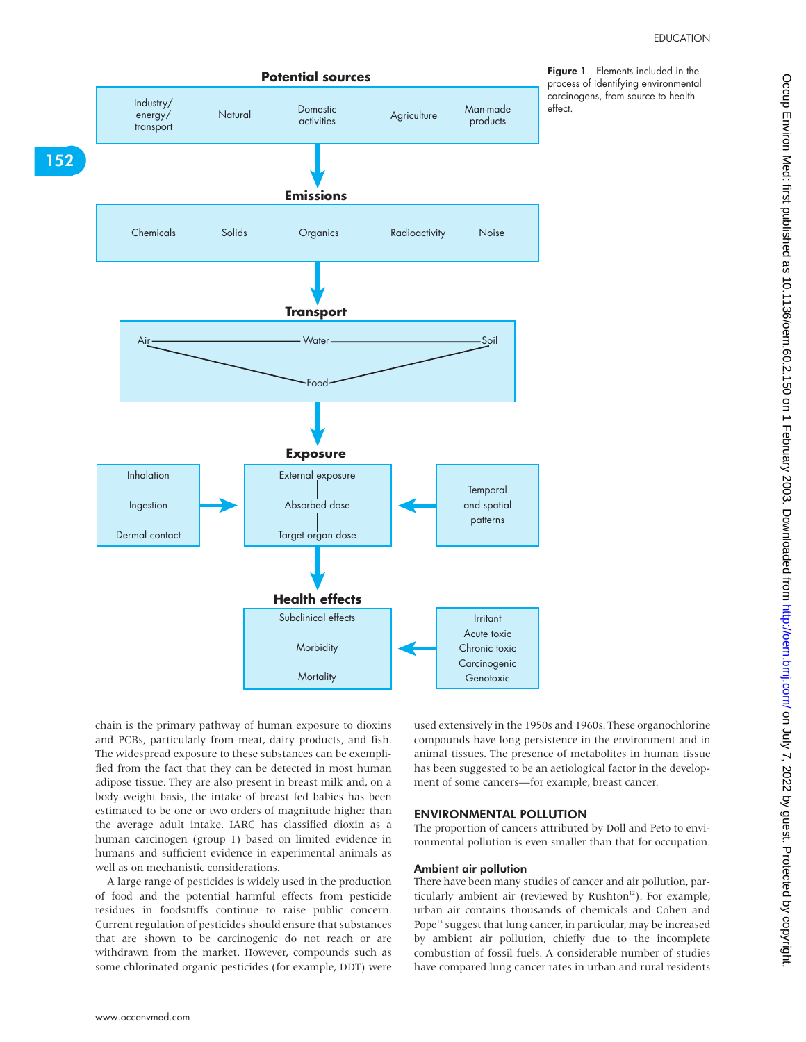Potential sources

Industry/ energy/ transport

Natural

Domestic activities

Agriculture

Man-made products

Emissions

Chemicals

Solids

Organics

Radioactivity

Noise

Transport

Air

Water

Soil

Food

Exposure

Inhalation

Ingestion

Dermal contact

External exposure

Absorbed dose

Target organ dose

Temporal and spatial patterns

Health effects

Subclinical effects

Morbidity

Mortality

Irritant

Acute toxic

Chronic toxic

Carcinogenic

Genotoxic

**Figure 1** Elements included in the process of identifying environmental carcinogens, from source to health effect.

chain is the primary pathway of human exposure to dioxins and PCBs, particularly from meat, dairy products, and fish. The widespread exposure to these substances can be exemplified from the fact that they can be detected in most human adipose tissue. They are also present in breast milk and, on a body weight basis, the intake of breast fed babies has been estimated to be one or two orders of magnitude higher than the average adult intake. IARC has classified dioxin as a human carcinogen (group 1) based on limited evidence in humans and sufficient evidence in experimental animals as well as on mechanistic considerations.

A large range of pesticides is widely used in the production of food and the potential harmful effects from pesticide residues in foodstuffs continue to raise public concern. Current regulation of pesticides should ensure that substances that are shown to be carcinogenic do not reach or are withdrawn from the market. However, compounds such as some chlorinated organic pesticides (for example, DDT) were used extensively in the 1950s and 1960s. These organochlorine compounds have long persistence in the environment and in animal tissues. The presence of metabolites in human tissue has been suggested to be an aetiological factor in the development of some cancers—for example, breast cancer.

## ENVIRONMENTAL POLLUTION

The proportion of cancers attributed by Doll and Peto to environmental pollution is even smaller than that for occupation.

### Ambient air pollution

There have been many studies of cancer and air pollution, particularly ambient air (reviewed by Rushton[12]). For example, urban air contains thousands of chemicals and Cohen and Pope[13] suggest that lung cancer, in particular, may be increased by ambient air pollution, chiefly due to the incomplete combustion of fossil fuels. A considerable number of studies have compared lung cancer rates in urban and rural residents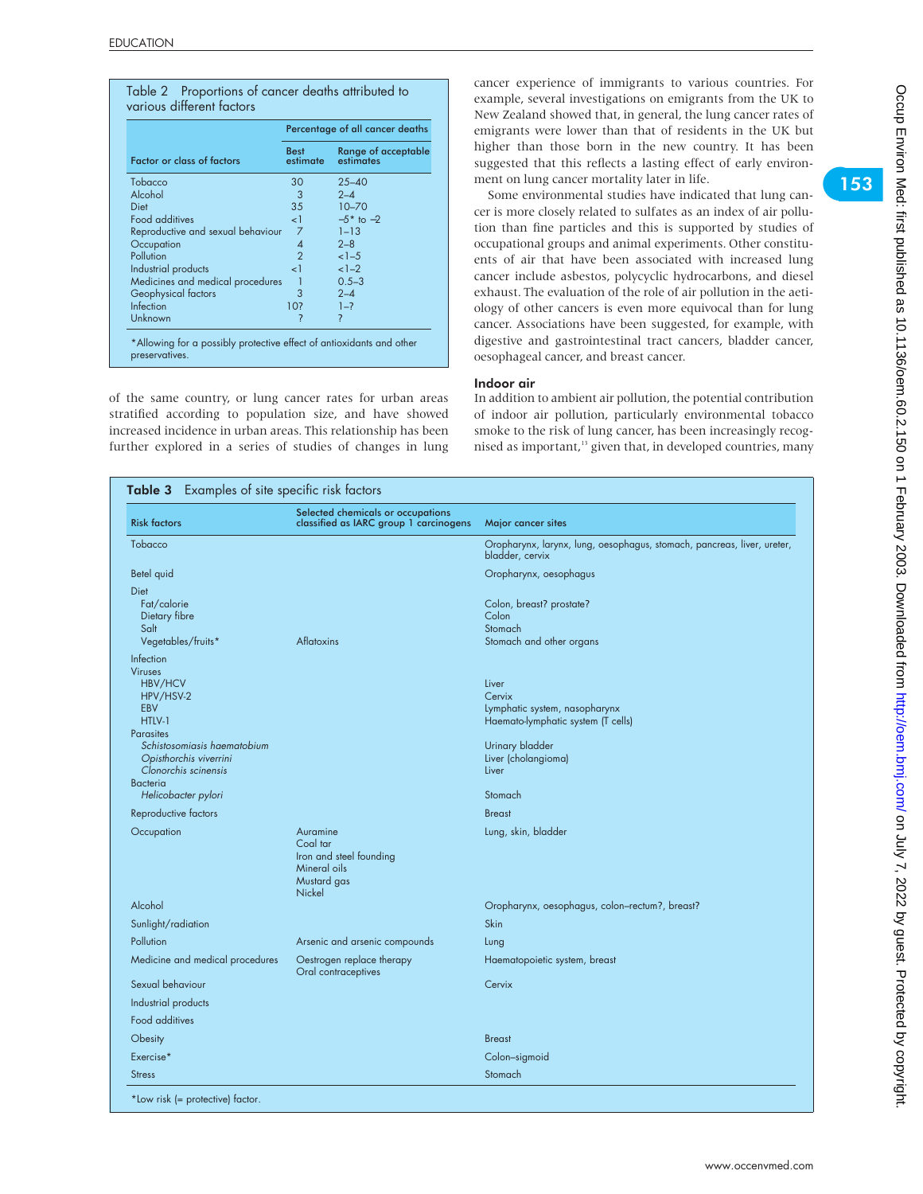Table 2 Proportions of cancer deaths attributed to various different factors

| Factor or class of factors | Percentage of all cancer deaths | |
|---|---|---|
| | Best estimate | Range of acceptable estimates |
| Tobacco | 30 | 25–40 |
| Alcohol | 3 | 2–4 |
| Diet | 35 | 10–70 |
| Food additives | <1 | –5* to –2 |
| Reproductive and sexual behaviour | 7 | 1–13 |
| Occupation | 4 | 2–8 |
| Pollution | 2 | <1–5 |
| Industrial products | <1 | <1–2 |
| Medicines and medical procedures | 1 | 0.5–3 |
| Geophysical factors | 3 | 2–4 |
| Infection | 10? | 1–? |
| Unknown | ? | ? |

*Allowing for a possibly protective effect of antioxidants and other preservatives.

of the same country, or lung cancer rates for urban areas stratified according to population size, and have showed increased incidence in urban areas. This relationship has been further explored in a series of studies of changes in lung cancer experience of immigrants to various countries. For example, several investigations on emigrants from the UK to New Zealand showed that, in general, the lung cancer rates of emigrants were lower than that of residents in the UK but higher than those born in the new country. It has been suggested that this reflects a lasting effect of early environment on lung cancer mortality later in life.

Some environmental studies have indicated that lung cancer is more closely related to sulfates as an index of air pollution than fine particles and this is supported by studies of occupational groups and animal experiments. Other constituents of air that have been associated with increased lung cancer include asbestos, polycyclic hydrocarbons, and diesel exhaust. The evaluation of the role of air pollution in the aetiology of other cancers is even more equivocal than for lung cancer. Associations have been suggested, for example, with digestive and gastrointestinal tract cancers, bladder cancer, oesophageal cancer, and breast cancer.

### Indoor air

In addition to ambient air pollution, the potential contribution of indoor air pollution, particularly environmental tobacco smoke to the risk of lung cancer, has been increasingly recognised as important,[13] given that, in developed countries, many

**Table 3** Examples of site specific risk factors

| Risk factors | Selected chemicals or occupations classified as IARC group 1 carcinogens | Major cancer sites |
|---|---|---|
| Tobacco | | Oropharynx, larynx, lung, oesophagus, stomach, pancreas, liver, ureter, bladder, cervix |
| Betel quid | | Oropharynx, oesophagus |
| Diet | | |
| Fat/calorie | | Colon, breast? prostate? |
| Dietary fibre | | Colon |
| Salt | | Stomach |
| Vegetables/fruits* | Aflatoxins | Stomach and other organs |
| Infection | | |
| Viruses | | |
| HBV/HCV | | Liver |
| HPV/HSV-2 | | Cervix |
| EBV | | Lymphatic system, nasopharynx |
| HTLV-1 | | Haemato-lymphatic system (T cells) |
| Parasites | | |
| *Schistosomiasis haematobium* | | Urinary bladder |
| *Opisthorchis viverrini* | | Liver (cholangioma) |
| *Clonorchis scinensis* | | Liver |
| Bacteria | | |
| *Helicobacter pylori* | | Stomach |
| Reproductive factors | | Breast |
| Occupation | Auramine<br>Coal tar<br>Iron and steel founding<br>Mineral oils<br>Mustard gas<br>Nickel | Lung, skin, bladder |
| Alcohol | | Oropharynx, oesophagus, colon–rectum?, breast? |
| Sunlight/radiation | | Skin |
| Pollution | Arsenic and arsenic compounds | Lung |
| Medicine and medical procedures | Oestrogen replace therapy<br>Oral contraceptives | Haematopoietic system, breast |
| Sexual behaviour | | Cervix |
| Industrial products | | |
| Food additives | | |
| Obesity | | Breast |
| Exercise* | | Colon–sigmoid |
| Stress | | Stomach |

*Low risk (= protective) factor.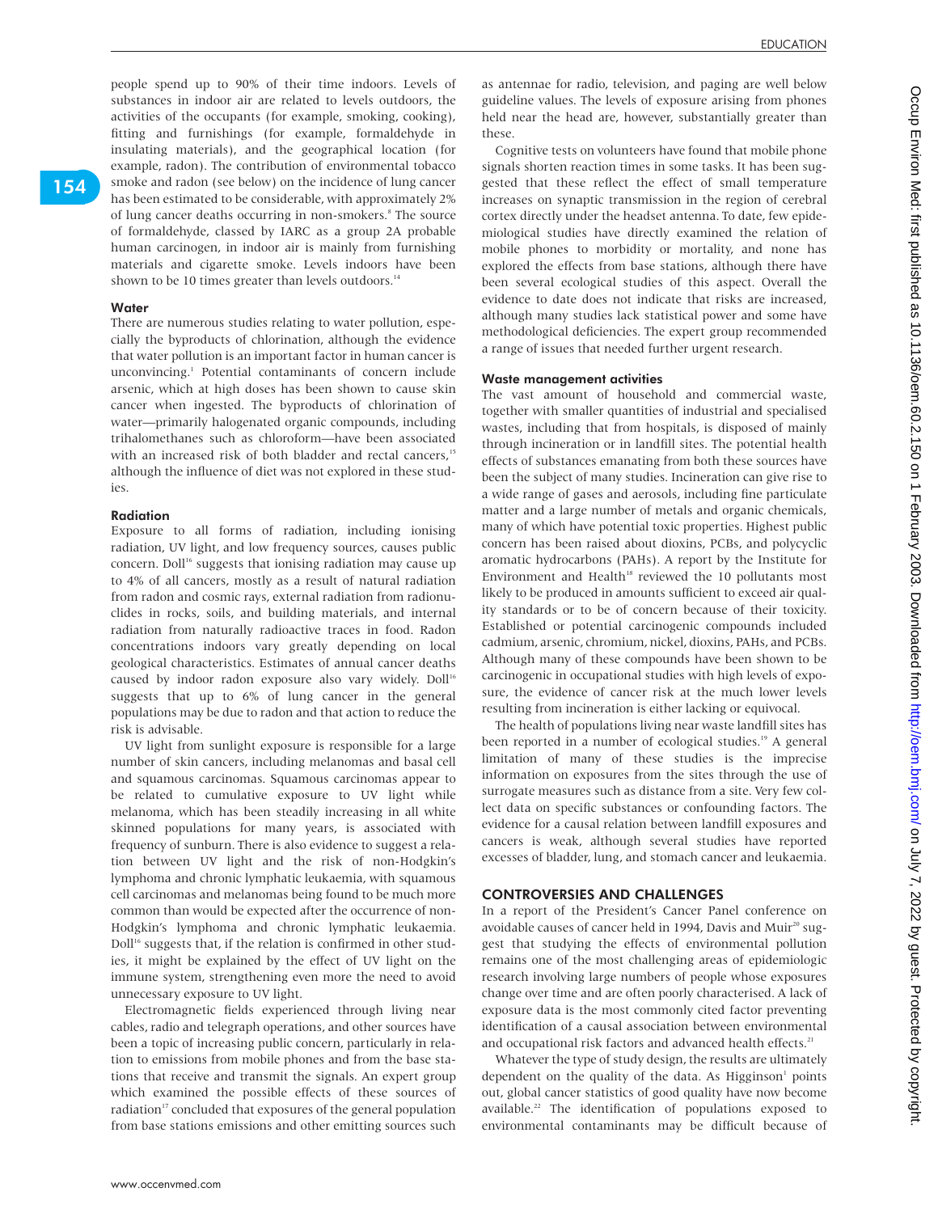people spend up to 90% of their time indoors. Levels of substances in indoor air are related to levels outdoors, the activities of the occupants (for example, smoking, cooking), fitting and furnishings (for example, formaldehyde in insulating materials), and the geographical location (for example, radon). The contribution of environmental tobacco smoke and radon (see below) on the incidence of lung cancer has been estimated to be considerable, with approximately 2% of lung cancer deaths occurring in non-smokers.[8] The source of formaldehyde, classed by IARC as a group 2A probable human carcinogen, in indoor air is mainly from furnishing materials and cigarette smoke. Levels indoors have been shown to be 10 times greater than levels outdoors.[14]

### Water

There are numerous studies relating to water pollution, especially the byproducts of chlorination, although the evidence that water pollution is an important factor in human cancer is unconvincing.[1] Potential contaminants of concern include arsenic, which at high doses has been shown to cause skin cancer when ingested. The byproducts of chlorination of water—primarily halogenated organic compounds, including trihalomethanes such as chloroform—have been associated with an increased risk of both bladder and rectal cancers,[15] although the influence of diet was not explored in these studies.

### Radiation

Exposure to all forms of radiation, including ionising radiation, UV light, and low frequency sources, causes public concern. Doll[16] suggests that ionising radiation may cause up to 4% of all cancers, mostly as a result of natural radiation from radon and cosmic rays, external radiation from radionuclides in rocks, soils, and building materials, and internal radiation from naturally radioactive traces in food. Radon concentrations indoors vary greatly depending on local geological characteristics. Estimates of annual cancer deaths caused by indoor radon exposure also vary widely. Doll[16] suggests that up to 6% of lung cancer in the general populations may be due to radon and that action to reduce the risk is advisable.

UV light from sunlight exposure is responsible for a large number of skin cancers, including melanomas and basal cell and squamous carcinomas. Squamous carcinomas appear to be related to cumulative exposure to UV light while melanoma, which has been steadily increasing in all white skinned populations for many years, is associated with frequency of sunburn. There is also evidence to suggest a relation between UV light and the risk of non-Hodgkin's lymphoma and chronic lymphatic leukaemia, with squamous cell carcinomas and melanomas being found to be much more common than would be expected after the occurrence of non-Hodgkin's lymphoma and chronic lymphatic leukaemia. Doll[16] suggests that, if the relation is confirmed in other studies, it might be explained by the effect of UV light on the immune system, strengthening even more the need to avoid unnecessary exposure to UV light.

Electromagnetic fields experienced through living near cables, radio and telegraph operations, and other sources have been a topic of increasing public concern, particularly in relation to emissions from mobile phones and from the base stations that receive and transmit the signals. An expert group which examined the possible effects of these sources of radiation[17] concluded that exposures of the general population from base stations emissions and other emitting sources such as antennae for radio, television, and paging are well below guideline values. The levels of exposure arising from phones held near the head are, however, substantially greater than these.

Cognitive tests on volunteers have found that mobile phone signals shorten reaction times in some tasks. It has been suggested that these reflect the effect of small temperature increases on synaptic transmission in the region of cerebral cortex directly under the headset antenna. To date, few epidemiological studies have directly examined the relation of mobile phones to morbidity or mortality, and none has explored the effects from base stations, although there have been several ecological studies of this aspect. Overall the evidence to date does not indicate that risks are increased, although many studies lack statistical power and some have methodological deficiencies. The expert group recommended a range of issues that needed further urgent research.

### Waste management activities

The vast amount of household and commercial waste, together with smaller quantities of industrial and specialised wastes, including that from hospitals, is disposed of mainly through incineration or in landfill sites. The potential health effects of substances emanating from both these sources have been the subject of many studies. Incineration can give rise to a wide range of gases and aerosols, including fine particulate matter and a large number of metals and organic chemicals, many of which have potential toxic properties. Highest public concern has been raised about dioxins, PCBs, and polycyclic aromatic hydrocarbons (PAHs). A report by the Institute for Environment and Health[18] reviewed the 10 pollutants most likely to be produced in amounts sufficient to exceed air quality standards or to be of concern because of their toxicity. Established or potential carcinogenic compounds included cadmium, arsenic, chromium, nickel, dioxins, PAHs, and PCBs. Although many of these compounds have been shown to be carcinogenic in occupational studies with high levels of exposure, the evidence of cancer risk at the much lower levels resulting from incineration is either lacking or equivocal.

The health of populations living near waste landfill sites has been reported in a number of ecological studies.[19] A general limitation of many of these studies is the imprecise information on exposures from the sites through the use of surrogate measures such as distance from a site. Very few collect data on specific substances or confounding factors. The evidence for a causal relation between landfill exposures and cancers is weak, although several studies have reported excesses of bladder, lung, and stomach cancer and leukaemia.

## CONTROVERSIES AND CHALLENGES

In a report of the President's Cancer Panel conference on avoidable causes of cancer held in 1994, Davis and Muir[20] suggest that studying the effects of environmental pollution remains one of the most challenging areas of epidemiologic research involving large numbers of people whose exposures change over time and are often poorly characterised. A lack of exposure data is the most commonly cited factor preventing identification of a causal association between environmental and occupational risk factors and advanced health effects.[21]

Whatever the type of study design, the results are ultimately dependent on the quality of the data. As Higginson[1] points out, global cancer statistics of good quality have now become available.[22] The identification of populations exposed to environmental contaminants may be difficult because of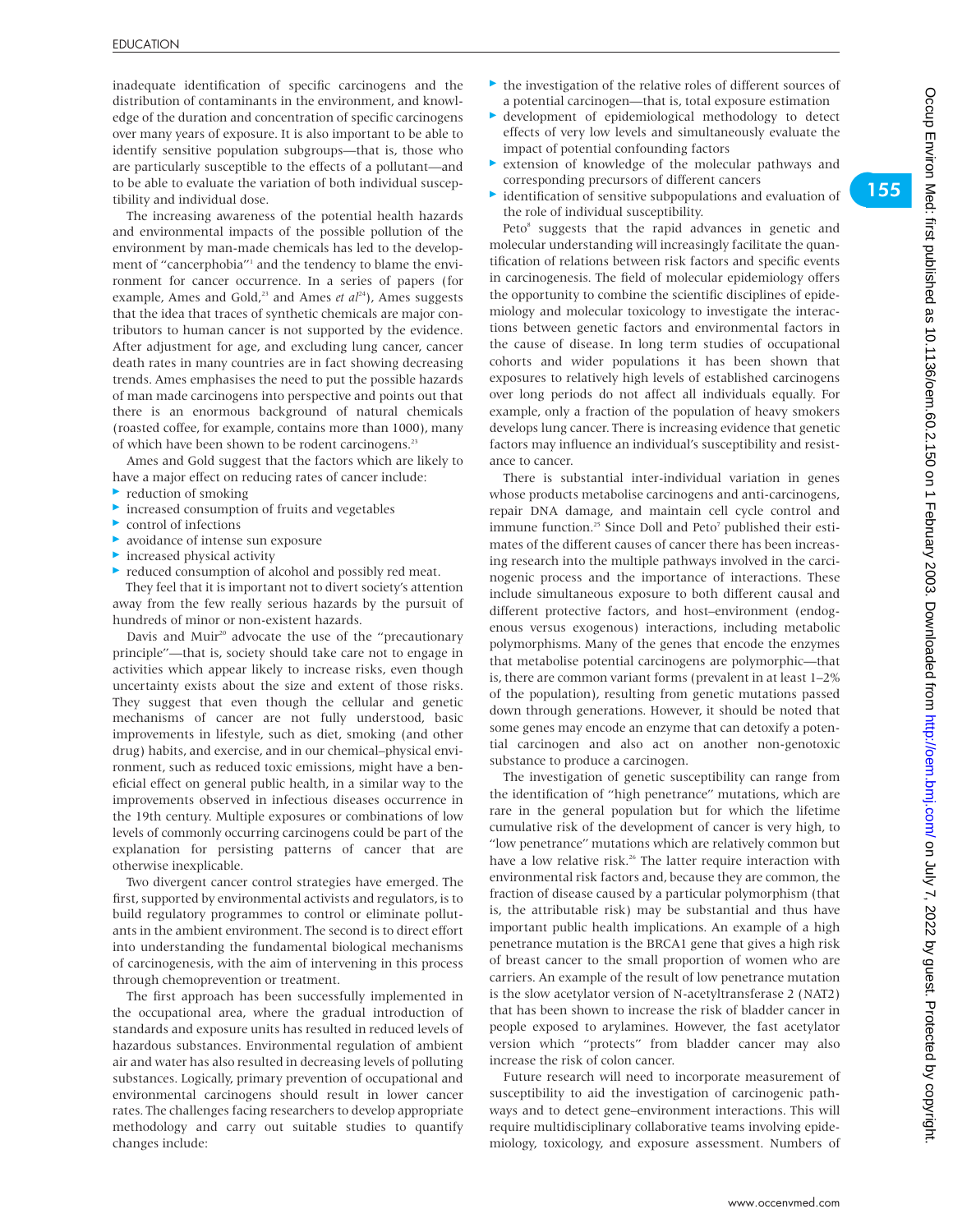inadequate identification of specific carcinogens and the distribution of contaminants in the environment, and knowledge of the duration and concentration of specific carcinogens over many years of exposure. It is also important to be able to identify sensitive population subgroups—that is, those who are particularly susceptible to the effects of a pollutant—and to be able to evaluate the variation of both individual susceptibility and individual dose.

The increasing awareness of the potential health hazards and environmental impacts of the possible pollution of the environment by man-made chemicals has led to the development of "cancerphobia"[1] and the tendency to blame the environment for cancer occurrence. In a series of papers (for example, Ames and Gold,[23] and Ames *et al*[24]), Ames suggests that the idea that traces of synthetic chemicals are major contributors to human cancer is not supported by the evidence. After adjustment for age, and excluding lung cancer, cancer death rates in many countries are in fact showing decreasing trends. Ames emphasises the need to put the possible hazards of man made carcinogens into perspective and points out that there is an enormous background of natural chemicals (roasted coffee, for example, contains more than 1000), many of which have been shown to be rodent carcinogens.[23]

Ames and Gold suggest that the factors which are likely to have a major effect on reducing rates of cancer include:

- reduction of smoking
- increased consumption of fruits and vegetables
- control of infections
- avoidance of intense sun exposure
- increased physical activity
- reduced consumption of alcohol and possibly red meat.

They feel that it is important not to divert society's attention away from the few really serious hazards by the pursuit of hundreds of minor or non-existent hazards.

Davis and Muir[20] advocate the use of the "precautionary principle"—that is, society should take care not to engage in activities which appear likely to increase risks, even though uncertainty exists about the size and extent of those risks. They suggest that even though the cellular and genetic mechanisms of cancer are not fully understood, basic improvements in lifestyle, such as diet, smoking (and other drug) habits, and exercise, and in our chemical–physical environment, such as reduced toxic emissions, might have a beneficial effect on general public health, in a similar way to the improvements observed in infectious diseases occurrence in the 19th century. Multiple exposures or combinations of low levels of commonly occurring carcinogens could be part of the explanation for persisting patterns of cancer that are otherwise inexplicable.

Two divergent cancer control strategies have emerged. The first, supported by environmental activists and regulators, is to build regulatory programmes to control or eliminate pollutants in the ambient environment. The second is to direct effort into understanding the fundamental biological mechanisms of carcinogenesis, with the aim of intervening in this process through chemoprevention or treatment.

The first approach has been successfully implemented in the occupational area, where the gradual introduction of standards and exposure units has resulted in reduced levels of hazardous substances. Environmental regulation of ambient air and water has also resulted in decreasing levels of polluting substances. Logically, primary prevention of occupational and environmental carcinogens should result in lower cancer rates. The challenges facing researchers to develop appropriate methodology and carry out suitable studies to quantify changes include:

- the investigation of the relative roles of different sources of a potential carcinogen—that is, total exposure estimation
- development of epidemiological methodology to detect effects of very low levels and simultaneously evaluate the impact of potential confounding factors
- extension of knowledge of the molecular pathways and corresponding precursors of different cancers
- identification of sensitive subpopulations and evaluation of the role of individual susceptibility.

Peto[8] suggests that the rapid advances in genetic and molecular understanding will increasingly facilitate the quantification of relations between risk factors and specific events in carcinogenesis. The field of molecular epidemiology offers the opportunity to combine the scientific disciplines of epidemiology and molecular toxicology to investigate the interactions between genetic factors and environmental factors in the cause of disease. In long term studies of occupational cohorts and wider populations it has been shown that exposures to relatively high levels of established carcinogens over long periods do not affect all individuals equally. For example, only a fraction of the population of heavy smokers develops lung cancer. There is increasing evidence that genetic factors may influence an individual's susceptibility and resistance to cancer.

There is substantial inter-individual variation in genes whose products metabolise carcinogens and anti-carcinogens, repair DNA damage, and maintain cell cycle control and immune function.[25] Since Doll and Peto[7] published their estimates of the different causes of cancer there has been increasing research into the multiple pathways involved in the carcinogenic process and the importance of interactions. These include simultaneous exposure to both different causal and different protective factors, and host–environment (endogenous versus exogenous) interactions, including metabolic polymorphisms. Many of the genes that encode the enzymes that metabolise potential carcinogens are polymorphic—that is, there are common variant forms (prevalent in at least 1–2% of the population), resulting from genetic mutations passed down through generations. However, it should be noted that some genes may encode an enzyme that can detoxify a potential carcinogen and also act on another non-genotoxic substance to produce a carcinogen.

The investigation of genetic susceptibility can range from the identification of "high penetrance" mutations, which are rare in the general population but for which the lifetime cumulative risk of the development of cancer is very high, to "low penetrance" mutations which are relatively common but have a low relative risk.[26] The latter require interaction with environmental risk factors and, because they are common, the fraction of disease caused by a particular polymorphism (that is, the attributable risk) may be substantial and thus have important public health implications. An example of a high penetrance mutation is the BRCA1 gene that gives a high risk of breast cancer to the small proportion of women who are carriers. An example of the result of low penetrance mutation is the slow acetylator version of N-acetyltransferase 2 (NAT2) that has been shown to increase the risk of bladder cancer in people exposed to arylamines. However, the fast acetylator version which "protects" from bladder cancer may also increase the risk of colon cancer.

Future research will need to incorporate measurement of susceptibility to aid the investigation of carcinogenic pathways and to detect gene–environment interactions. This will require multidisciplinary collaborative teams involving epidemiology, toxicology, and exposure assessment. Numbers of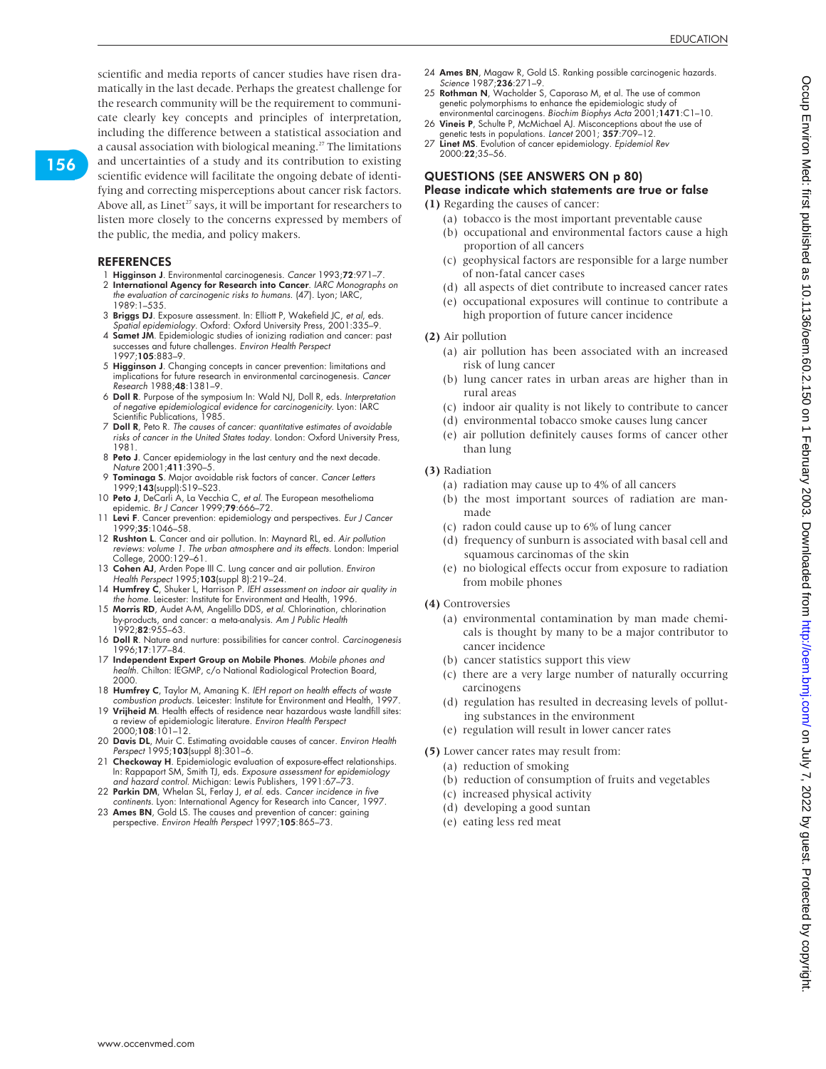scientific and media reports of cancer studies have risen dramatically in the last decade. Perhaps the greatest challenge for the research community will be the requirement to communicate clearly key concepts and principles of interpretation, including the difference between a statistical association and a causal association with biological meaning.[27] The limitations and uncertainties of a study and its contribution to existing scientific evidence will facilitate the ongoing debate of identifying and correcting misperceptions about cancer risk factors. Above all, as Linet[27] says, it will be important for researchers to listen more closely to the concerns expressed by members of the public, the media, and policy makers.

## REFERENCES

1. **Higginson J**. Environmental carcinogenesis. *Cancer* 1993;**72**:971–7.
2. **International Agency for Research into Cancer**. *IARC Monographs on the evaluation of carcinogenic risks to humans*. (47). Lyon; IARC, 1989:1–535.
3. **Briggs DJ**. Exposure assessment. In: Elliott P, Wakefield JC, *et al*, eds. *Spatial epidemiology*. Oxford: Oxford University Press, 2001:335–9.
4. **Samet JM**. Epidemiologic studies of ionizing radiation and cancer: past successes and future challenges. *Environ Health Perspect* 1997;**105**:883–9.
5. **Higginson J**. Changing concepts in cancer prevention: limitations and implications for future research in environmental carcinogenesis. *Cancer Research* 1988;**48**:1381–9.
6. **Doll R**. Purpose of the symposium In: Wald NJ, Doll R, eds. *Interpretation of negative epidemiological evidence for carcinogenicity*. Lyon: IARC Scientific Publications, 1985.
7. **Doll R**, Peto R. *The causes of cancer: quantitative estimates of avoidable risks of cancer in the United States today*. London: Oxford University Press, 1981.
8. **Peto J**. Cancer epidemiology in the last century and the next decade. *Nature* 2001;**411**:390–5.
9. **Tominaga S**. Major avoidable risk factors of cancer. *Cancer Letters* 1999;**143**(suppl):S19–S23.
10. **Peto J**, DeCarli A, La Vecchia C, *et al*. The European mesothelioma epidemic. *Br J Cancer* 1999;**79**:666–72.
11. **Levi F**. Cancer prevention: epidemiology and perspectives. *Eur J Cancer* 1999;**35**:1046–58.
12. **Rushton L**. Cancer and air pollution. In: Maynard RL, ed. *Air pollution reviews: volume 1. The urban atmosphere and its effects*. London: Imperial College, 2000:129–61.
13. **Cohen AJ**, Arden Pope III C. Lung cancer and air pollution. *Environ Health Perspect* 1995;**103**(suppl 8):219–24.
14. **Humfrey C**, Shuker L, Harrison P. *IEH assessment on indoor air quality in the home*. Leicester: Institute for Environment and Health, 1996.
15. **Morris RD**, Audet A-M, Angelillo DDS, *et al*. Chlorination, chlorination by-products, and cancer: a meta-analysis. *Am J Public Health* 1992;**82**:955–63.
16. **Doll R**. Nature and nurture: possibilities for cancer control. *Carcinogenesis* 1996;**17**:177–84.
17. **Independent Expert Group on Mobile Phones**. *Mobile phones and health*. Chilton: IEGMP, c/o National Radiological Protection Board, 2000.
18. **Humfrey C**, Taylor M, Amaning K. *IEH report on health effects of waste combustion products*. Leicester: Institute for Environment and Health, 1997.
19. **Vrijheid M**. Health effects of residence near hazardous waste landfill sites: a review of epidemiologic literature. *Environ Health Perspect* 2000;**108**:101–12.
20. **Davis DL**, Muir C. Estimating avoidable causes of cancer. *Environ Health Perspect* 1995;**103**(suppl 8):301–6.
21. **Checkoway H**. Epidemiologic evaluation of exposure-effect relationships. In: Rappaport SM, Smith TJ, eds. *Exposure assessment for epidemiology and hazard control*. Michigan: Lewis Publishers, 1991:67–73.
22. **Parkin DM**, Whelan SL, Ferlay J, *et al*. eds. *Cancer incidence in five continents*. Lyon: International Agency for Research into Cancer, 1997.
23. **Ames BN**, Gold LS. The causes and prevention of cancer: gaining perspective. *Environ Health Perspect* 1997;**105**:865–73.
24. **Ames BN**, Magaw R, Gold LS. Ranking possible carcinogenic hazards. *Science* 1987;**236**:271–9.
25. **Rothman N**, Wacholder S, Caporaso M, et al. The use of common genetic polymorphisms to enhance the epidemiologic study of environmental carcinogens. *Biochim Biophys Acta* 2001;**1471**:C1–10.
26. **Vineis P**, Schulte P, McMichael AJ. Misconceptions about the use of genetic tests in populations. *Lancet* 2001; **357**:709–12.
27. **Linet MS**. Evolution of cancer epidemiology. *Epidemiol Rev* 2000:**22**;35–56.

## QUESTIONS (SEE ANSWERS ON p 80)

### Please indicate which statements are true or false

**(1)** Regarding the causes of cancer:

- (a) tobacco is the most important preventable cause
- (b) occupational and environmental factors cause a high proportion of all cancers
- (c) geophysical factors are responsible for a large number of non-fatal cancer cases
- (d) all aspects of diet contribute to increased cancer rates
- (e) occupational exposures will continue to contribute a high proportion of future cancer incidence

**(2)** Air pollution

- (a) air pollution has been associated with an increased risk of lung cancer
- (b) lung cancer rates in urban areas are higher than in rural areas
- (c) indoor air quality is not likely to contribute to cancer
- (d) environmental tobacco smoke causes lung cancer
- (e) air pollution definitely causes forms of cancer other than lung

**(3)** Radiation

- (a) radiation may cause up to 4% of all cancers
- (b) the most important sources of radiation are man-made
- (c) radon could cause up to 6% of lung cancer
- (d) frequency of sunburn is associated with basal cell and squamous carcinomas of the skin
- (e) no biological effects occur from exposure to radiation from mobile phones

**(4)** Controversies

- (a) environmental contamination by man made chemicals is thought by many to be a major contributor to cancer incidence
- (b) cancer statistics support this view
- (c) there are a very large number of naturally occurring carcinogens
- (d) regulation has resulted in decreasing levels of polluting substances in the environment
- (e) regulation will result in lower cancer rates

**(5)** Lower cancer rates may result from:

- (a) reduction of smoking
- (b) reduction of consumption of fruits and vegetables
- (c) increased physical activity
- (d) developing a good suntan
- (e) eating less red meat